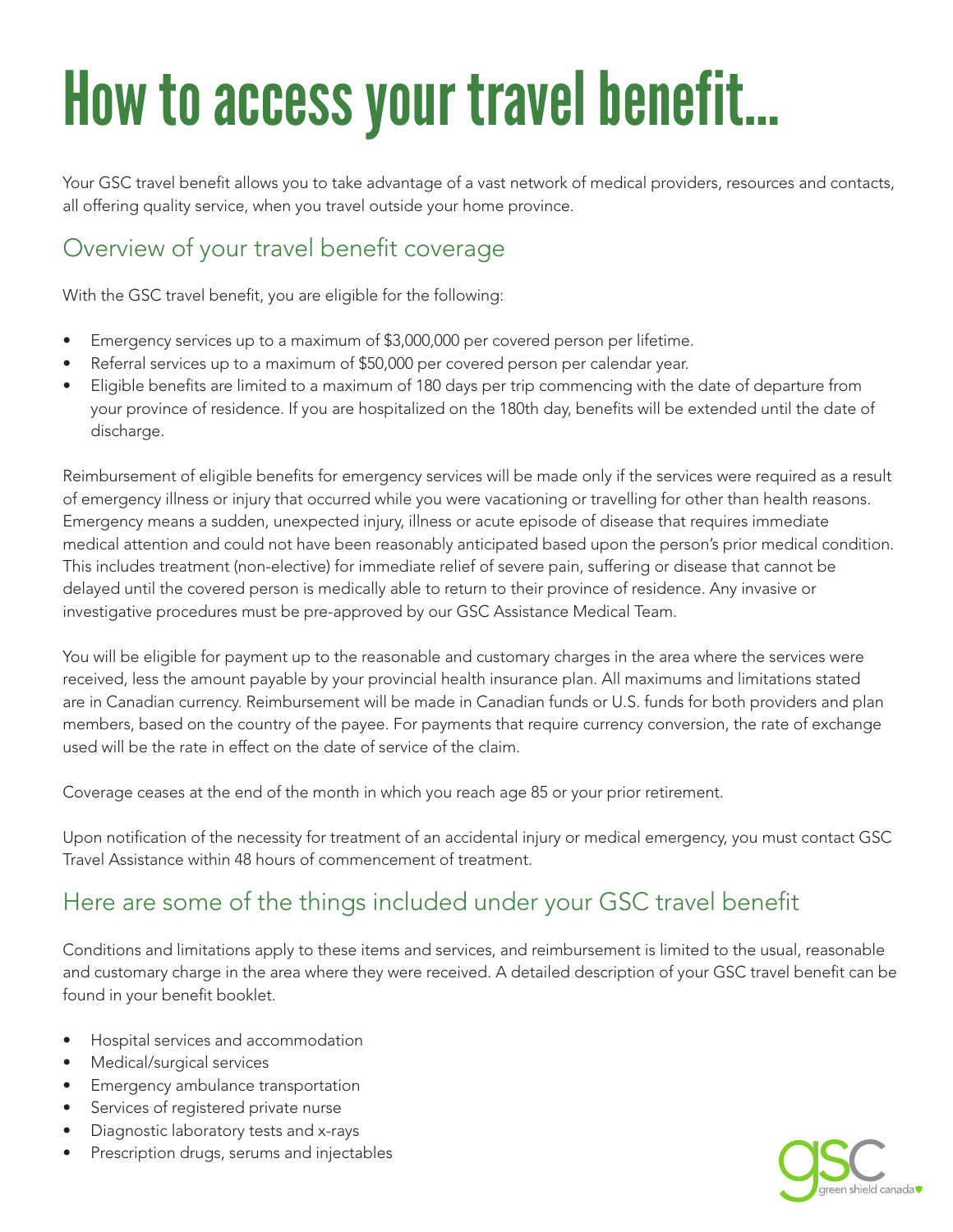# How to access your travel benefit...

Your GSC travel benefit allows you to take advantage of a vast network of medical providers, resources and contacts, all offering quality service, when you travel outside your home province.

## Overview of your travel benefit coverage

With the GSC travel benefit, you are eligible for the following:

- Emergency services up to a maximum of $3,000,000 per covered person per lifetime.
- Referral services up to a maximum of $50,000 per covered person per calendar year.
- Eligible benefits are limited to a maximum of 180 days per trip commencing with the date of departure from your province of residence. If you are hospitalized on the 180th day, benefits will be extended until the date of discharge.

Reimbursement of eligible benefits for emergency services will be made only if the services were required as a result of emergency illness or injury that occurred while you were vacationing or travelling for other than health reasons. Emergency means a sudden, unexpected injury, illness or acute episode of disease that requires immediate medical attention and could not have been reasonably anticipated based upon the person's prior medical condition. This includes treatment (non-elective) for immediate relief of severe pain, suffering or disease that cannot be delayed until the covered person is medically able to return to their province of residence. Any invasive or investigative procedures must be pre-approved by our GSC Assistance Medical Team.

You will be eligible for payment up to the reasonable and customary charges in the area where the services were received, less the amount payable by your provincial health insurance plan. All maximums and limitations stated are in Canadian currency. Reimbursement will be made in Canadian funds or U.S. funds for both providers and plan members, based on the country of the payee. For payments that require currency conversion, the rate of exchange used will be the rate in effect on the date of service of the claim.

Coverage ceases at the end of the month in which you reach age 85 or your prior retirement.

Upon notification of the necessity for treatment of an accidental injury or medical emergency, you must contact GSC Travel Assistance within 48 hours of commencement of treatment.

## Here are some of the things included under your GSC travel benefit

Conditions and limitations apply to these items and services, and reimbursement is limited to the usual, reasonable and customary charge in the area where they were received. A detailed description of your GSC travel benefit can be found in your benefit booklet.

- Hospital services and accommodation
- Medical/surgical services
- Emergency ambulance transportation
- Services of registered private nurse
- Diagnostic laboratory tests and x-rays
- Prescription drugs, serums and injectables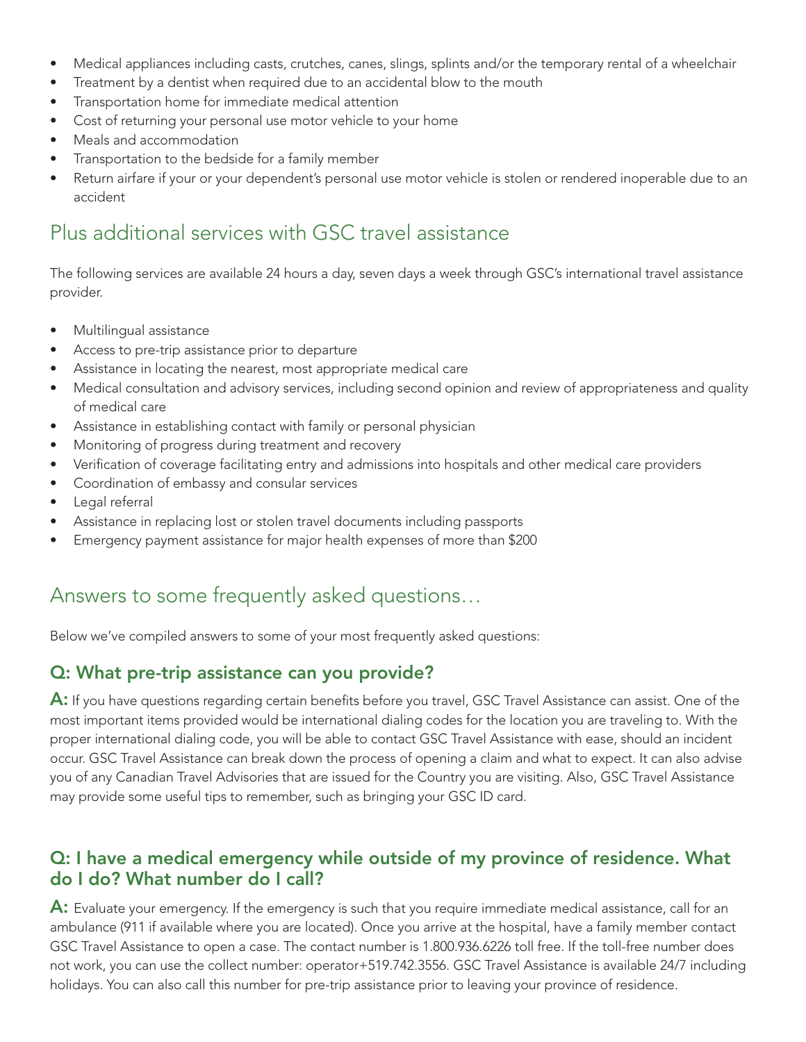- Medical appliances including casts, crutches, canes, slings, splints and/or the temporary rental of a wheelchair
- Treatment by a dentist when required due to an accidental blow to the mouth
- Transportation home for immediate medical attention
- Cost of returning your personal use motor vehicle to your home
- Meals and accommodation
- Transportation to the bedside for a family member
- Return airfare if your or your dependent's personal use motor vehicle is stolen or rendered inoperable due to an accident

## Plus additional services with GSC travel assistance

The following services are available 24 hours a day, seven days a week through GSC's international travel assistance provider.

- Multilingual assistance
- Access to pre-trip assistance prior to departure
- Assistance in locating the nearest, most appropriate medical care
- Medical consultation and advisory services, including second opinion and review of appropriateness and quality of medical care
- Assistance in establishing contact with family or personal physician
- Monitoring of progress during treatment and recovery
- Verification of coverage facilitating entry and admissions into hospitals and other medical care providers
- Coordination of embassy and consular services
- Legal referral
- Assistance in replacing lost or stolen travel documents including passports
- Emergency payment assistance for major health expenses of more than $200

## Answers to some frequently asked questions…

Below we've compiled answers to some of your most frequently asked questions:

### Q: What pre-trip assistance can you provide?

**A:** If you have questions regarding certain benefits before you travel, GSC Travel Assistance can assist. One of the most important items provided would be international dialing codes for the location you are traveling to. With the proper international dialing code, you will be able to contact GSC Travel Assistance with ease, should an incident occur. GSC Travel Assistance can break down the process of opening a claim and what to expect. It can also advise you of any Canadian Travel Advisories that are issued for the Country you are visiting. Also, GSC Travel Assistance may provide some useful tips to remember, such as bringing your GSC ID card.

### Q: I have a medical emergency while outside of my province of residence. What do I do? What number do I call?

**A:** Evaluate your emergency. If the emergency is such that you require immediate medical assistance, call for an ambulance (911 if available where you are located). Once you arrive at the hospital, have a family member contact GSC Travel Assistance to open a case. The contact number is 1.800.936.6226 toll free. If the toll-free number does not work, you can use the collect number: operator+519.742.3556. GSC Travel Assistance is available 24/7 including holidays. You can also call this number for pre-trip assistance prior to leaving your province of residence.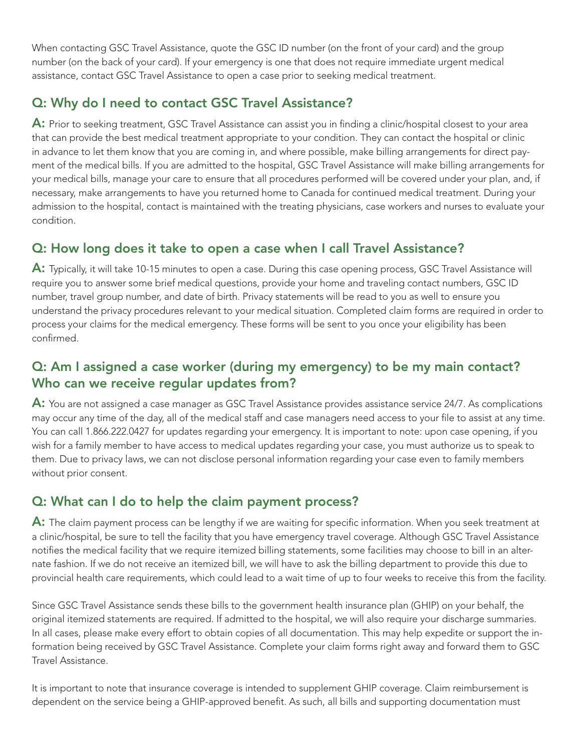When contacting GSC Travel Assistance, quote the GSC ID number (on the front of your card) and the group number (on the back of your card). If your emergency is one that does not require immediate urgent medical assistance, contact GSC Travel Assistance to open a case prior to seeking medical treatment.

## Q: Why do I need to contact GSC Travel Assistance?

**A:** Prior to seeking treatment, GSC Travel Assistance can assist you in finding a clinic/hospital closest to your area that can provide the best medical treatment appropriate to your condition. They can contact the hospital or clinic in advance to let them know that you are coming in, and where possible, make billing arrangements for direct payment of the medical bills. If you are admitted to the hospital, GSC Travel Assistance will make billing arrangements for your medical bills, manage your care to ensure that all procedures performed will be covered under your plan, and, if necessary, make arrangements to have you returned home to Canada for continued medical treatment. During your admission to the hospital, contact is maintained with the treating physicians, case workers and nurses to evaluate your condition.

## Q: How long does it take to open a case when I call Travel Assistance?

**A:** Typically, it will take 10-15 minutes to open a case. During this case opening process, GSC Travel Assistance will require you to answer some brief medical questions, provide your home and traveling contact numbers, GSC ID number, travel group number, and date of birth. Privacy statements will be read to you as well to ensure you understand the privacy procedures relevant to your medical situation. Completed claim forms are required in order to process your claims for the medical emergency. These forms will be sent to you once your eligibility has been confirmed.

## Q: Am I assigned a case worker (during my emergency) to be my main contact? Who can we receive regular updates from?

**A:** You are not assigned a case manager as GSC Travel Assistance provides assistance service 24/7. As complications may occur any time of the day, all of the medical staff and case managers need access to your file to assist at any time. You can call 1.866.222.0427 for updates regarding your emergency. It is important to note: upon case opening, if you wish for a family member to have access to medical updates regarding your case, you must authorize us to speak to them. Due to privacy laws, we can not disclose personal information regarding your case even to family members without prior consent.

## Q: What can I do to help the claim payment process?

**A:** The claim payment process can be lengthy if we are waiting for specific information. When you seek treatment at a clinic/hospital, be sure to tell the facility that you have emergency travel coverage. Although GSC Travel Assistance notifies the medical facility that we require itemized billing statements, some facilities may choose to bill in an alternate fashion. If we do not receive an itemized bill, we will have to ask the billing department to provide this due to provincial health care requirements, which could lead to a wait time of up to four weeks to receive this from the facility.

Since GSC Travel Assistance sends these bills to the government health insurance plan (GHIP) on your behalf, the original itemized statements are required. If admitted to the hospital, we will also require your discharge summaries. In all cases, please make every effort to obtain copies of all documentation. This may help expedite or support the information being received by GSC Travel Assistance. Complete your claim forms right away and forward them to GSC Travel Assistance.

It is important to note that insurance coverage is intended to supplement GHIP coverage. Claim reimbursement is dependent on the service being a GHIP-approved benefit. As such, all bills and supporting documentation must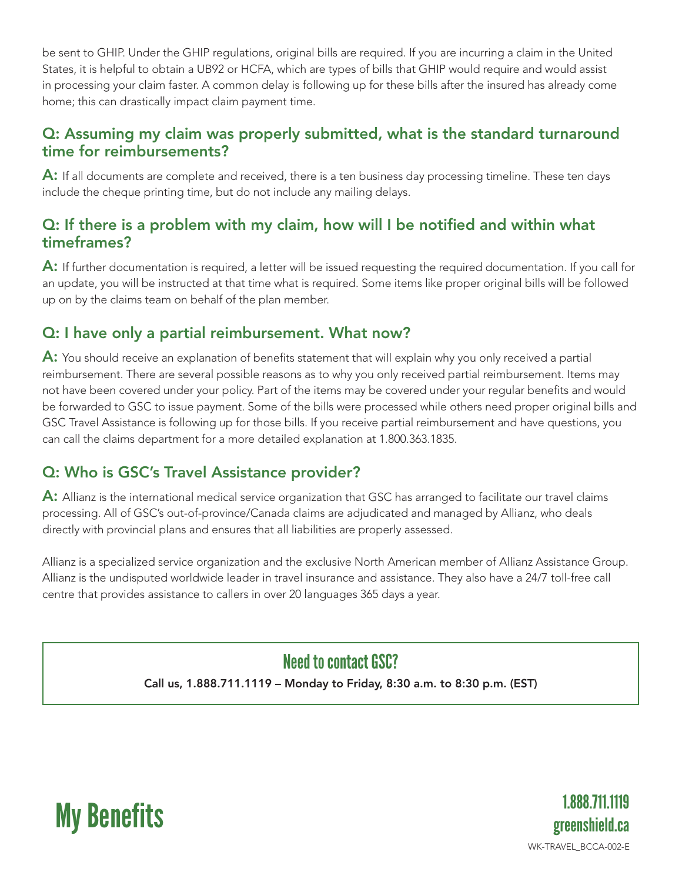be sent to GHIP. Under the GHIP regulations, original bills are required. If you are incurring a claim in the United States, it is helpful to obtain a UB92 or HCFA, which are types of bills that GHIP would require and would assist in processing your claim faster. A common delay is following up for these bills after the insured has already come home; this can drastically impact claim payment time.

### Q: Assuming my claim was properly submitted, what is the standard turnaround time for reimbursements?

**A:** If all documents are complete and received, there is a ten business day processing timeline. These ten days include the cheque printing time, but do not include any mailing delays.

### Q: If there is a problem with my claim, how will I be notified and within what timeframes?

**A:** If further documentation is required, a letter will be issued requesting the required documentation. If you call for an update, you will be instructed at that time what is required. Some items like proper original bills will be followed up on by the claims team on behalf of the plan member.

### Q: I have only a partial reimbursement. What now?

**A:** You should receive an explanation of benefits statement that will explain why you only received a partial reimbursement. There are several possible reasons as to why you only received partial reimbursement. Items may not have been covered under your policy. Part of the items may be covered under your regular benefits and would be forwarded to GSC to issue payment. Some of the bills were processed while others need proper original bills and GSC Travel Assistance is following up for those bills. If you receive partial reimbursement and have questions, you can call the claims department for a more detailed explanation at 1.800.363.1835.

### Q: Who is GSC's Travel Assistance provider?

**A:** Allianz is the international medical service organization that GSC has arranged to facilitate our travel claims processing. All of GSC's out-of-province/Canada claims are adjudicated and managed by Allianz, who deals directly with provincial plans and ensures that all liabilities are properly assessed.

Allianz is a specialized service organization and the exclusive North American member of Allianz Assistance Group. Allianz is the undisputed worldwide leader in travel insurance and assistance. They also have a 24/7 toll-free call centre that provides assistance to callers in over 20 languages 365 days a year.

## Need to contact GSC?

**Call us, 1.888.711.1119 – Monday to Friday, 8:30 a.m. to 8:30 p.m. (EST)**

# My Benefits

**1.888.711.1119**
**greenshield.ca**

WK-TRAVEL_BCCA-002-E